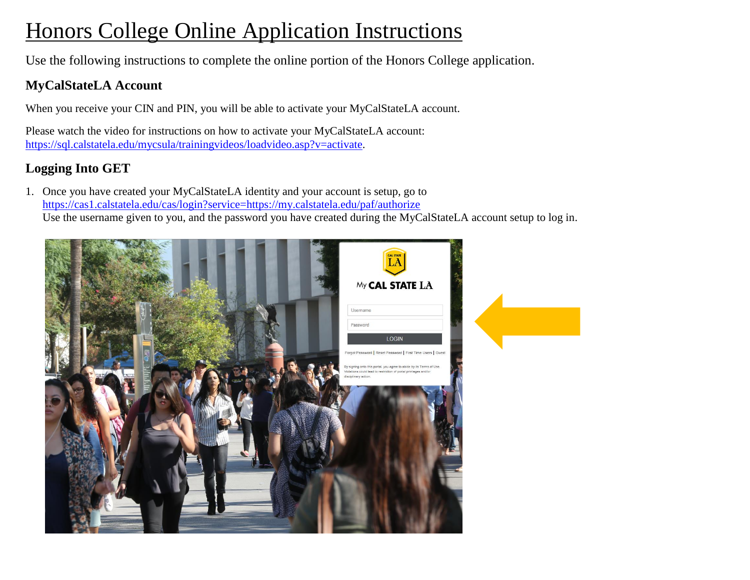# Honors College Online Application Instructions

Use the following instructions to complete the online portion of the Honors College application.

## MyCalStateLA Account

When you receive your CIN and PIN, you will be able to activate your MyCalStateLA account.

Please watch the video for instructions on how to activate your MyCalStateLA account: https://sql.calstatela.edu/mycsula/trainingvideos/loadvideo.asp?v=activate.

## Logging Into GET

1. Once you have created your MyCalStateLA identity and your account is setup, go to https://cas1.calstatela.edu/cas/login?service=https://my.calstatela.edu/paf/authorize
   Use the username given to you, and the password you have created during the MyCalStateLA account setup to log in.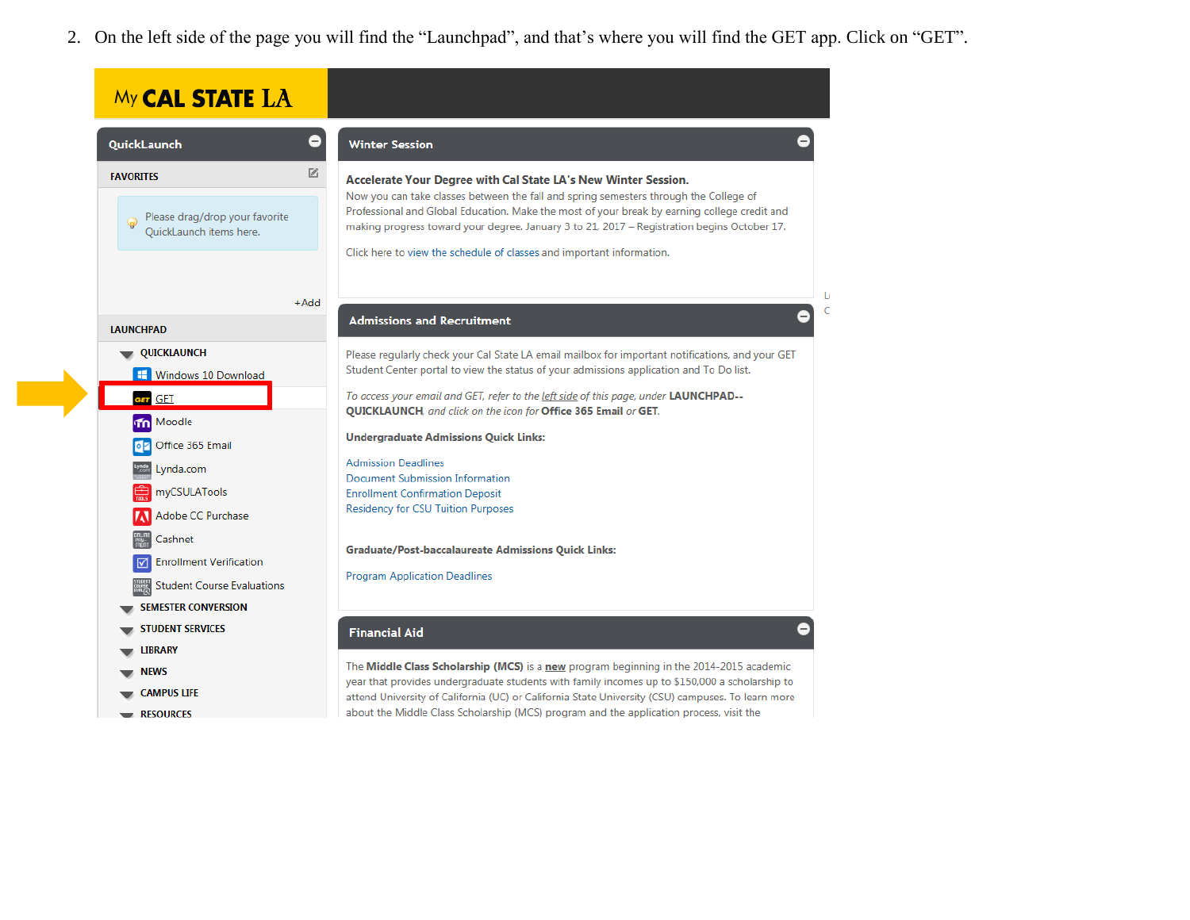2. On the left side of the page you will find the “Launchpad”, and that’s where you will find the GET app. Click on “GET”.

My CAL STATE LA

**QuickLaunch**

FAVORITES

Please drag/drop your favorite QuickLaunch items here.

+Add

LAUNCHPAD

- QUICKLAUNCH
  - Windows 10 Download
  - GET
  - Moodle
  - Office 365 Email
  - Lynda.com
  - myCSULATools
  - Adobe CC Purchase
  - Cashnet
  - Enrollment Verification
  - Student Course Evaluations
- SEMESTER CONVERSION
- STUDENT SERVICES
- LIBRARY
- NEWS
- CAMPUS LIFE
- RESOURCES

**Winter Session**

**Accelerate Your Degree with Cal State LA's New Winter Session.**
Now you can take classes between the fall and spring semesters through the College of Professional and Global Education. Make the most of your break by earning college credit and making progress toward your degree. January 3 to 21, 2017 – Registration begins October 17.

Click here to view the schedule of classes and important information.

**Admissions and Recruitment**

Please regularly check your Cal State LA email mailbox for important notifications, and your GET Student Center portal to view the status of your admissions application and To Do list.

*To access your email and GET, refer to the left side of this page, under* **LAUNCHPAD--QUICKLAUNCH**, *and click on the icon for* **Office 365 Email** *or* **GET**.

**Undergraduate Admissions Quick Links:**

Admission Deadlines
Document Submission Information
Enrollment Confirmation Deposit
Residency for CSU Tuition Purposes

**Graduate/Post-baccalaureate Admissions Quick Links:**

Program Application Deadlines

**Financial Aid**

The **Middle Class Scholarship (MCS)** is a **new** program beginning in the 2014-2015 academic year that provides undergraduate students with family incomes up to $150,000 a scholarship to attend University of California (UC) or California State University (CSU) campuses. To learn more about the Middle Class Scholarship (MCS) program and the application process, visit the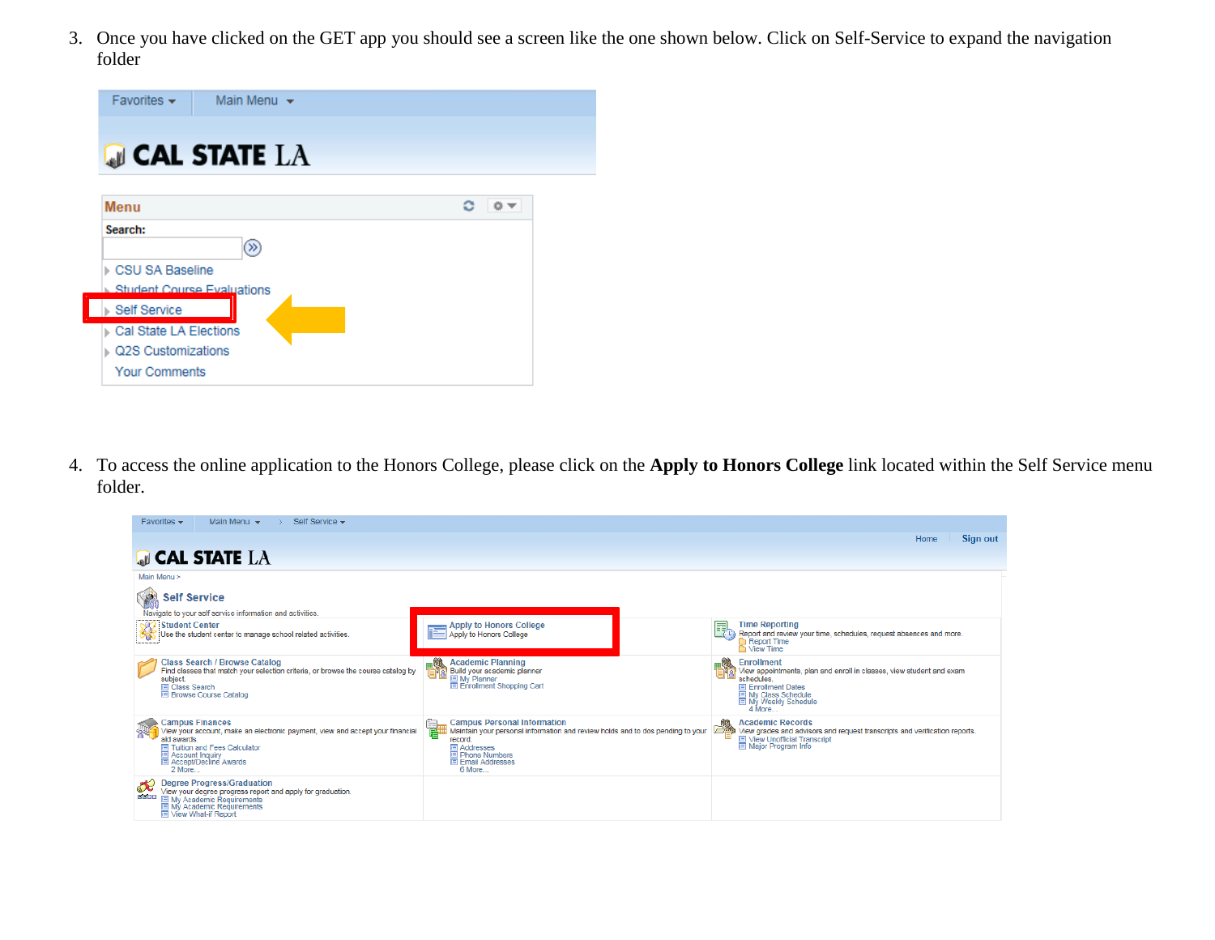3. Once you have clicked on the GET app you should see a screen like the one shown below. Click on Self-Service to expand the navigation folder

4. To access the online application to the Honors College, please click on the **Apply to Honors College** link located within the Self Service menu folder.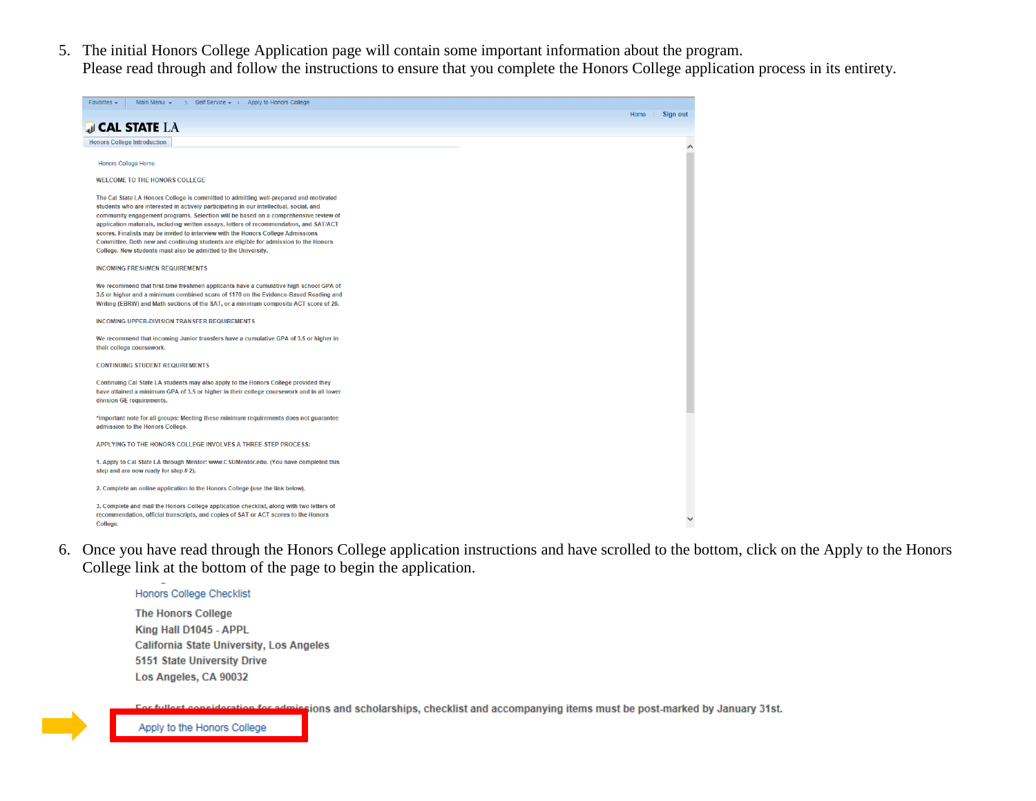5. The initial Honors College Application page will contain some important information about the program. Please read through and follow the instructions to ensure that you complete the Honors College application process in its entirety.

Favorites | Main Menu | > Self Service > Apply to Honors College

Home | Sign out

**CAL STATE LA**

Honors College Introduction

Honors College Home

WELCOME TO THE HONORS COLLEGE

The Cal State LA Honors College is committed to admitting well-prepared and motivated students who are interested in actively participating in our intellectual, social, and community engagement programs. Selection will be based on a comprehensive review of application materials, including written essays, letters of recommendation, and SAT/ACT scores. Finalists may be invited to interview with the Honors College Admissions Committee. Both new and continuing students are eligible for admission to the Honors College. New students must also be admitted to the University.

INCOMING FRESHMEN REQUIREMENTS

We recommend that first-time freshmen applicants have a cumulative high school GPA of 3.5 or higher and a minimum combined score of 1170 on the Evidence-Based Reading and Writing (EBRW) and Math sections of the SAT, or a minimum composite ACT score of 26.

INCOMING UPPER-DIVISION TRANSFER REQUIREMENTS

We recommend that incoming Junior transfers have a cumulative GPA of 3.5 or higher in their college coursework.

CONTINUING STUDENT REQUIREMENTS

Continuing Cal State LA students may also apply to the Honors College provided they have attained a minimum GPA of 3.5 or higher in their college coursework and in all lower division GE requirements.

*Important note for all groups: Meeting these minimum requirements does not guarantee admission to the Honors College.

APPLYING TO THE HONORS COLLEGE INVOLVES A THREE-STEP PROCESS:

1. Apply to Cal State LA through Mentor: www.CSUMentor.edu. (You have completed this step and are now ready for step # 2).

2. Complete an online application to the Honors College (use the link below).

3. Complete and mail the Honors College application checklist, along with two letters of recommendation, official transcripts, and copies of SAT or ACT scores to the Honors College.

6. Once you have read through the Honors College application instructions and have scrolled to the bottom, click on the Apply to the Honors College link at the bottom of the page to begin the application.

Honors College Checklist

**The Honors College**
**King Hall D1045 - APPL**
**California State University, Los Angeles**
**5151 State University Drive**
**Los Angeles, CA 90032**

**For fullest consideration for admissions and scholarships, checklist and accompanying items must be post-marked by January 31st.**

Apply to the Honors College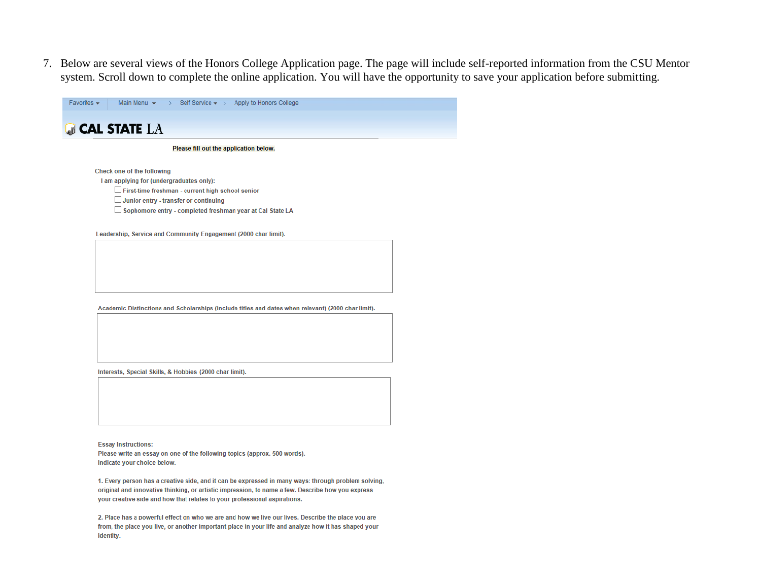7. Below are several views of the Honors College Application page. The page will include self-reported information from the CSU Mentor system. Scroll down to complete the online application. You will have the opportunity to save your application before submitting.

Favorites ▾ | Main Menu ▾ > Self Service ▾ > Apply to Honors College

**CAL STATE LA**

Please fill out the application below.

Check one of the following

I am applying for (undergraduates only):

- ☐ First time freshman - current high school senior
- ☐ Junior entry - transfer or continuing
- ☐ Sophomore entry - completed freshman year at Cal State LA

Leadership, Service and Community Engagement (2000 char limit).

Academic Distinctions and Scholarships (include titles and dates when relevant) (2000 char limit).

Interests, Special Skills, & Hobbies (2000 char limit).

Essay Instructions:
Please write an essay on one of the following topics (approx. 500 words).
Indicate your choice below.

1. Every person has a creative side, and it can be expressed in many ways: through problem solving, original and innovative thinking, or artistic impression, to name a few. Describe how you express your creative side and how that relates to your professional aspirations.

2. Place has a powerful effect on who we are and how we live our lives. Describe the place you are from, the place you live, or another important place in your life and analyze how it has shaped your identity.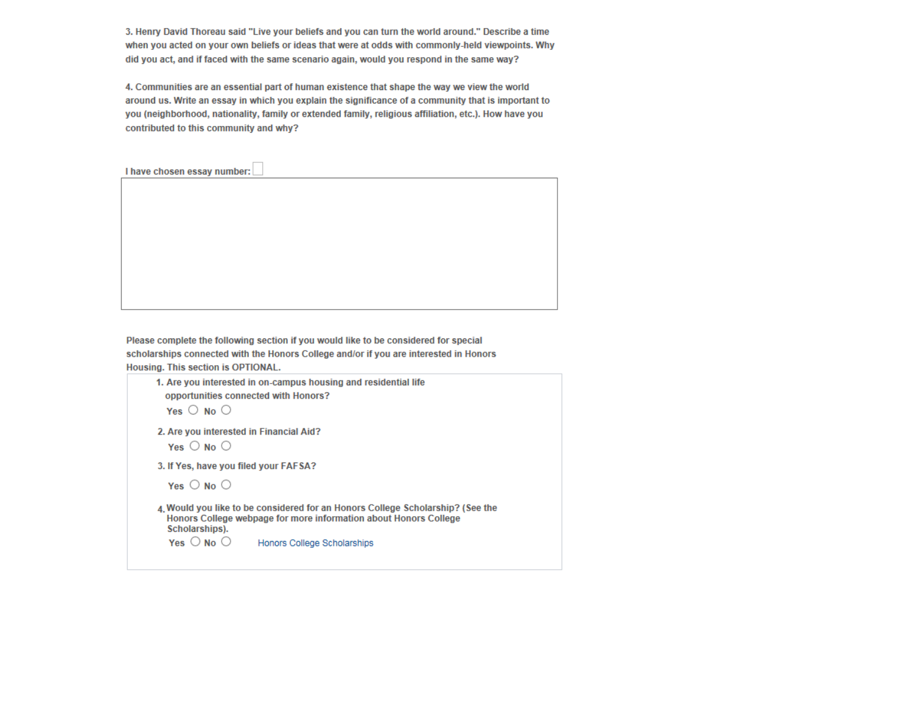3. Henry David Thoreau said "Live your beliefs and you can turn the world around." Describe a time when you acted on your own beliefs or ideas that were at odds with commonly-held viewpoints. Why did you act, and if faced with the same scenario again, would you respond in the same way?

4. Communities are an essential part of human existence that shape the way we view the world around us. Write an essay in which you explain the significance of a community that is important to you (neighborhood, nationality, family or extended family, religious affiliation, etc.). How have you contributed to this community and why?

I have chosen essay number: ☐

Please complete the following section if you would like to be considered for special scholarships connected with the Honors College and/or if you are interested in Honors Housing. This section is OPTIONAL.

1. Are you interested in on-campus housing and residential life opportunities connected with Honors?

   Yes ○ No ○

2. Are you interested in Financial Aid?

   Yes ○ No ○

3. If Yes, have you filed your FAFSA?

   Yes ○ No ○

4. Would you like to be considered for an Honors College Scholarship? (See the Honors College webpage for more information about Honors College Scholarships).

   Yes ○ No ○ Honors College Scholarships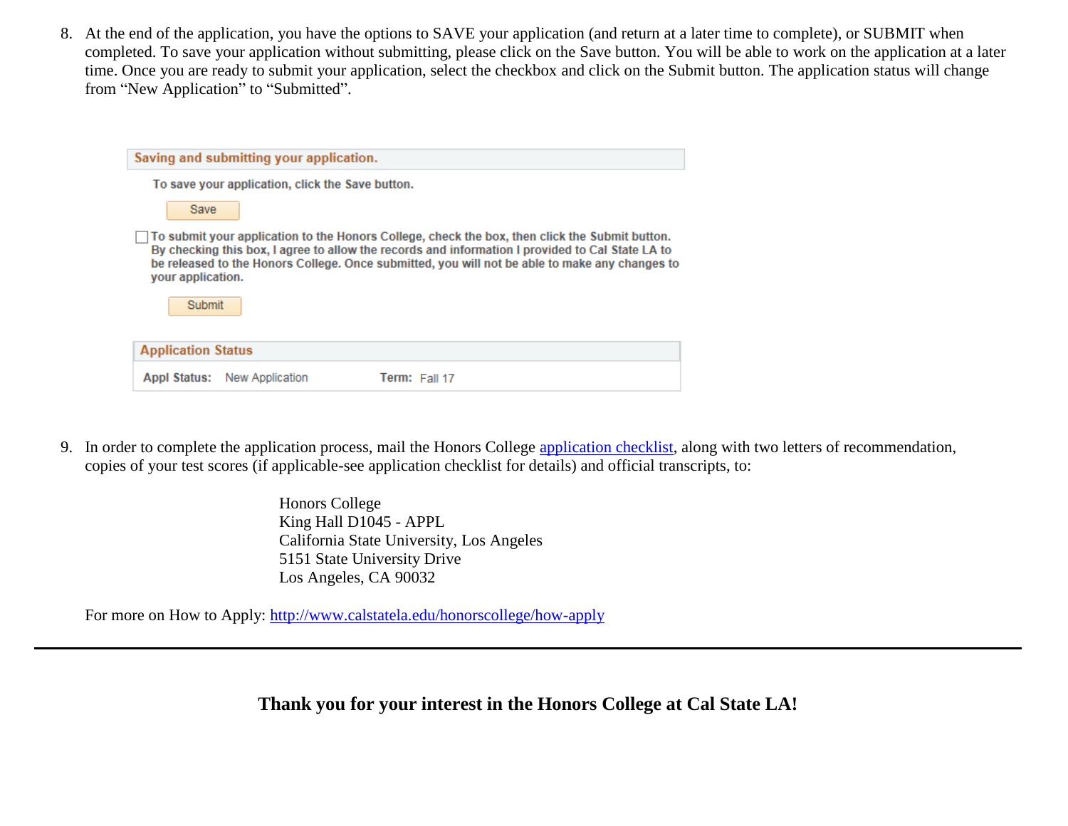8. At the end of the application, you have the options to SAVE your application (and return at a later time to complete), or SUBMIT when completed. To save your application without submitting, please click on the Save button. You will be able to work on the application at a later time. Once you are ready to submit your application, select the checkbox and click on the Submit button. The application status will change from "New Application" to "Submitted".

**Saving and submitting your application.**

To save your application, click the Save button.

Save

☐ To submit your application to the Honors College, check the box, then click the Submit button. By checking this box, I agree to allow the records and information I provided to Cal State LA to be released to the Honors College. Once submitted, you will not be able to make any changes to your application.

Submit

**Application Status**

**Appl Status:** New Application **Term:** Fall 17

9. In order to complete the application process, mail the Honors College application checklist, along with two letters of recommendation, copies of your test scores (if applicable-see application checklist for details) and official transcripts, to:

   Honors College
   King Hall D1045 - APPL
   California State University, Los Angeles
   5151 State University Drive
   Los Angeles, CA 90032

   For more on How to Apply: http://www.calstatela.edu/honorscollege/how-apply

---

**Thank you for your interest in the Honors College at Cal State LA!**